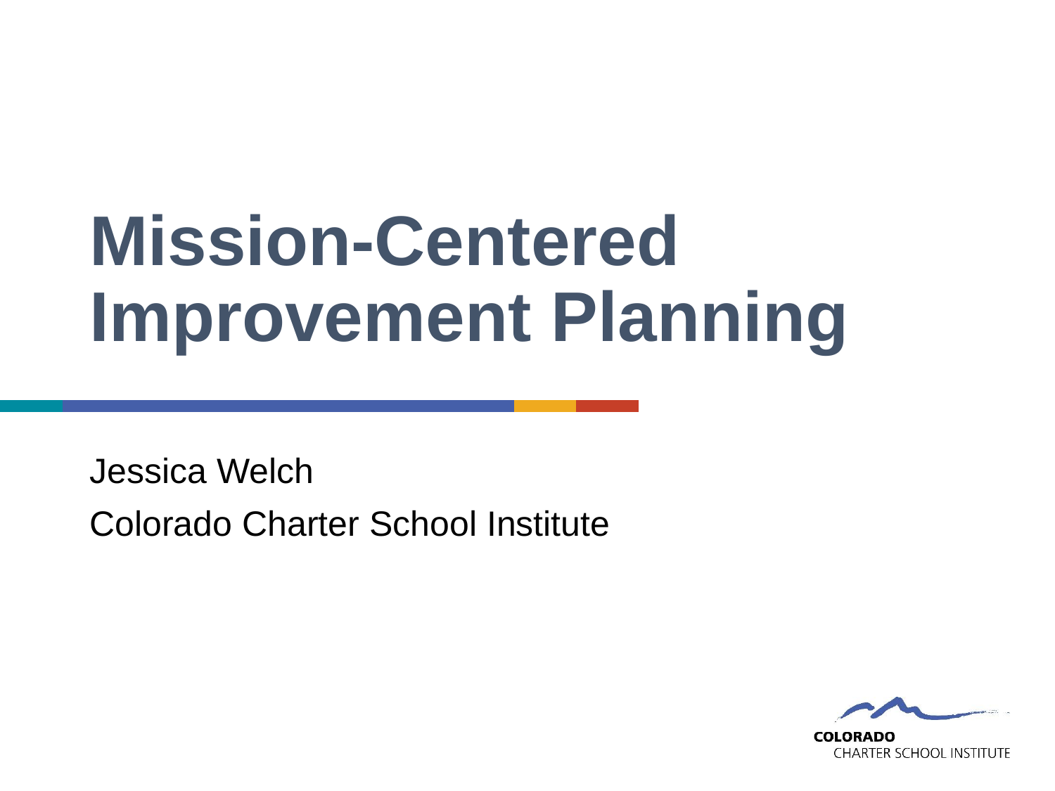# Mission-Centered Improvement Planning

Jessica Welch

Colorado Charter School Institute

COLORADO
CHARTER SCHOOL INSTITUTE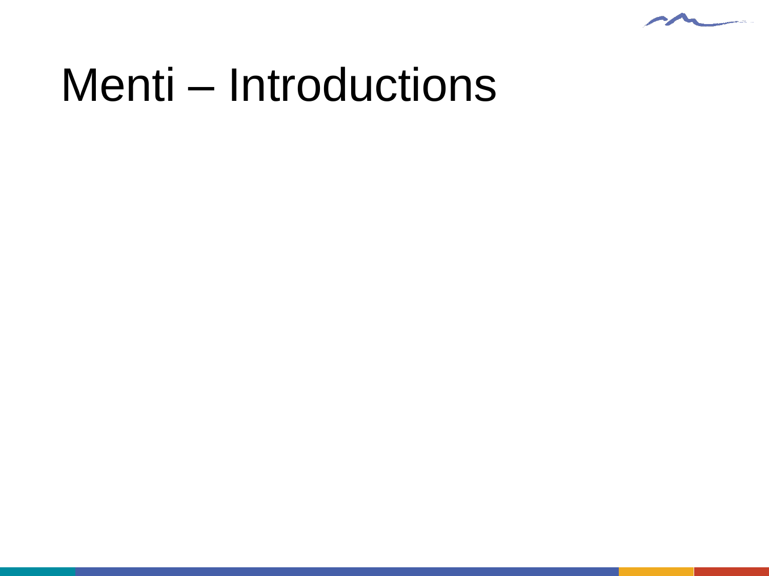# Menti – Introductions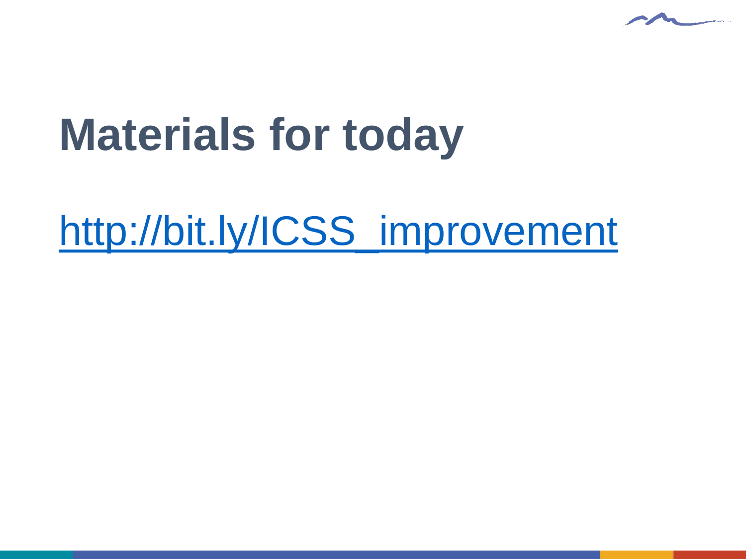# Materials for today

http://bit.ly/ICSS_improvement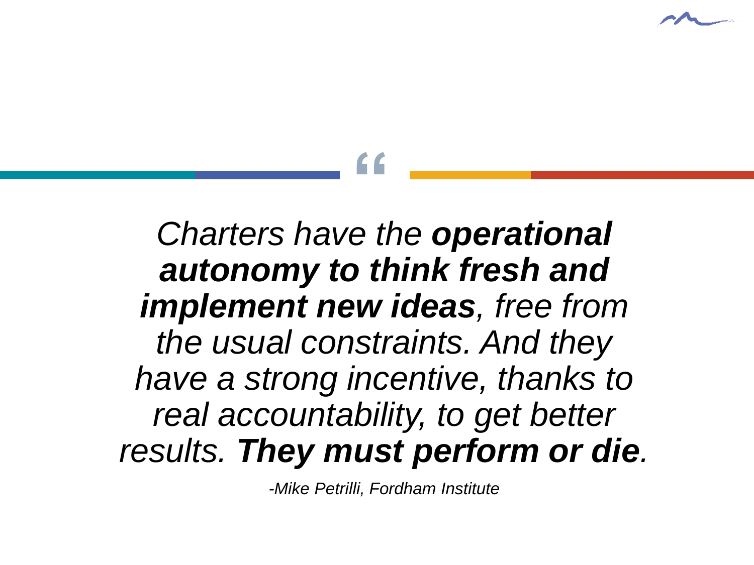“

*Charters have the **operational autonomy to think fresh and implement new ideas**, free from the usual constraints. And they have a strong incentive, thanks to real accountability, to get better results. **They must perform or die**.*

*-Mike Petrilli, Fordham Institute*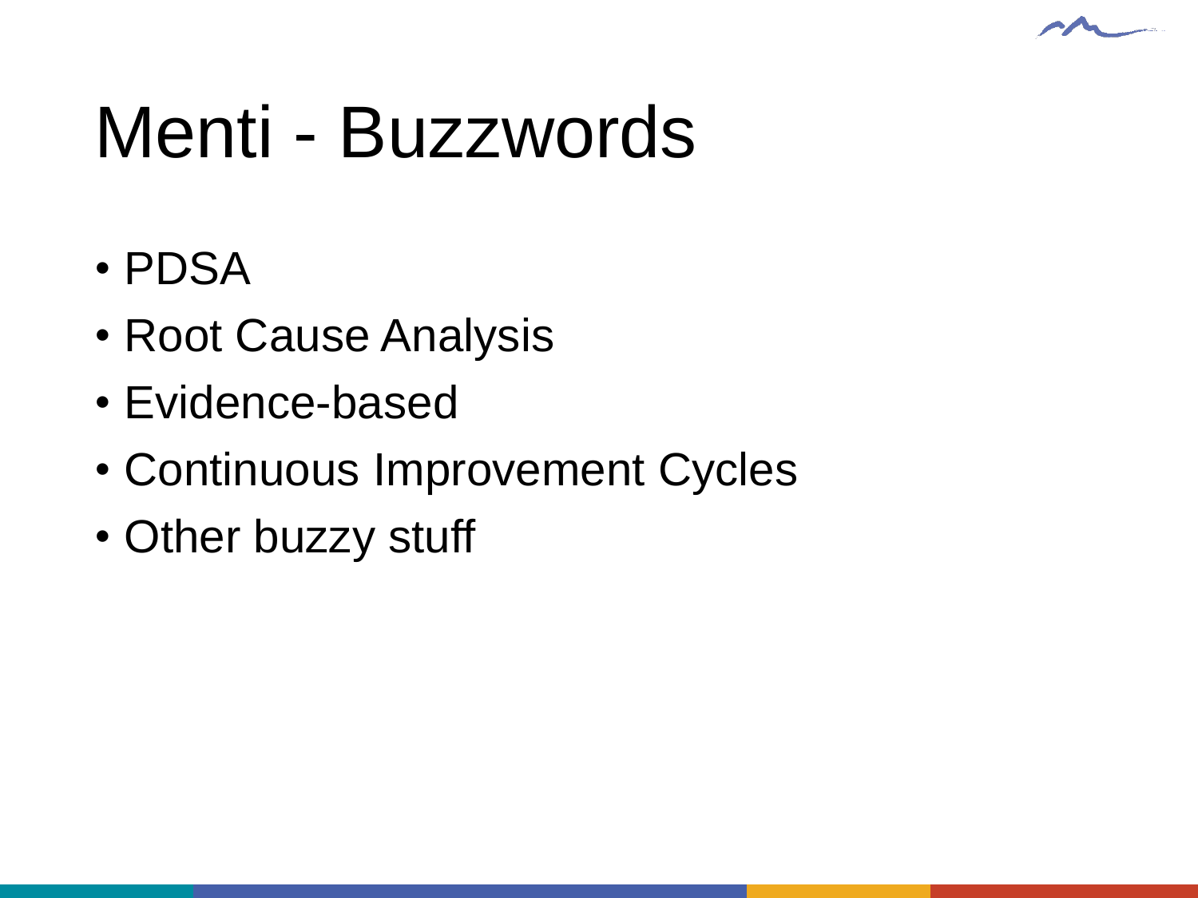# Menti - Buzzwords

- PDSA
- Root Cause Analysis
- Evidence-based
- Continuous Improvement Cycles
- Other buzzy stuff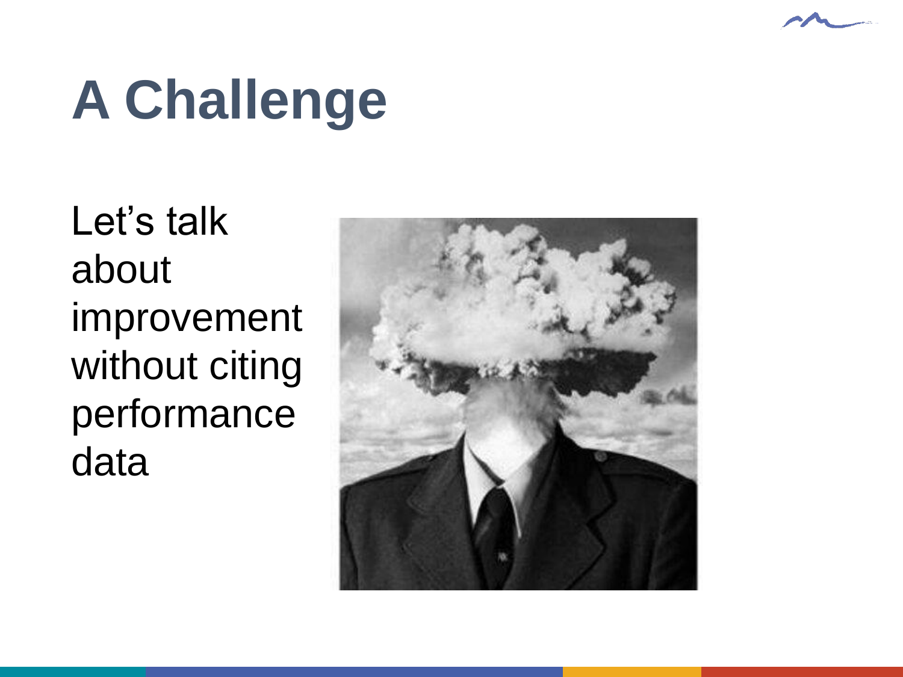# A Challenge

Let's talk about improvement without citing performance data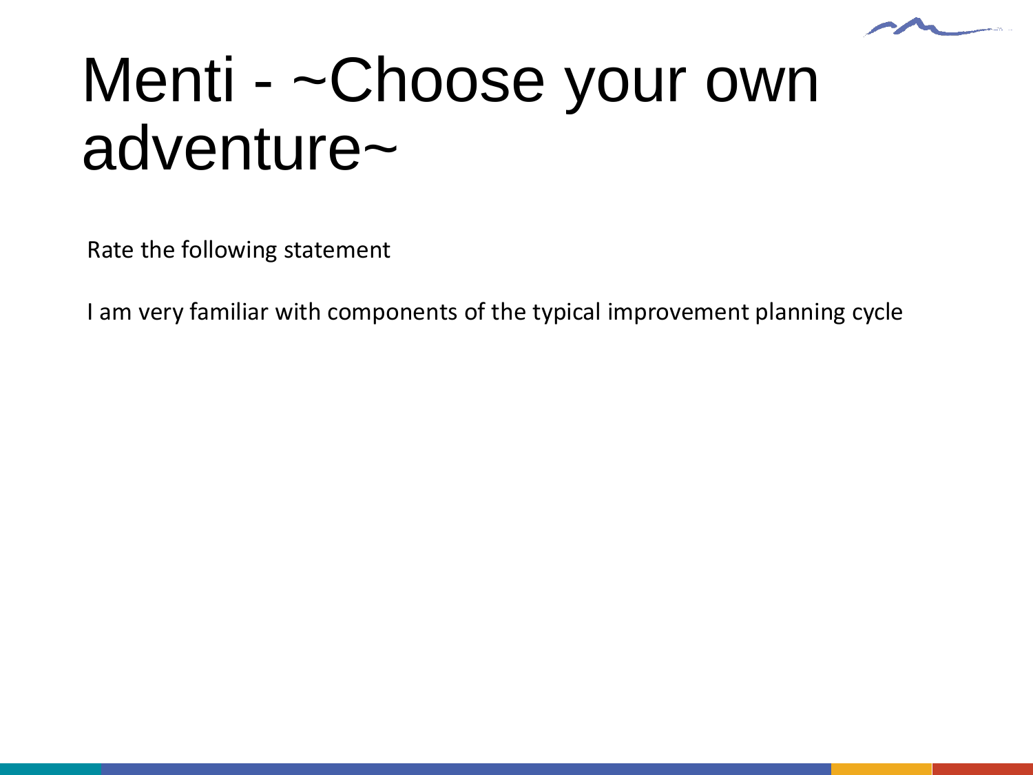# Menti - ~Choose your own adventure~

Rate the following statement

I am very familiar with components of the typical improvement planning cycle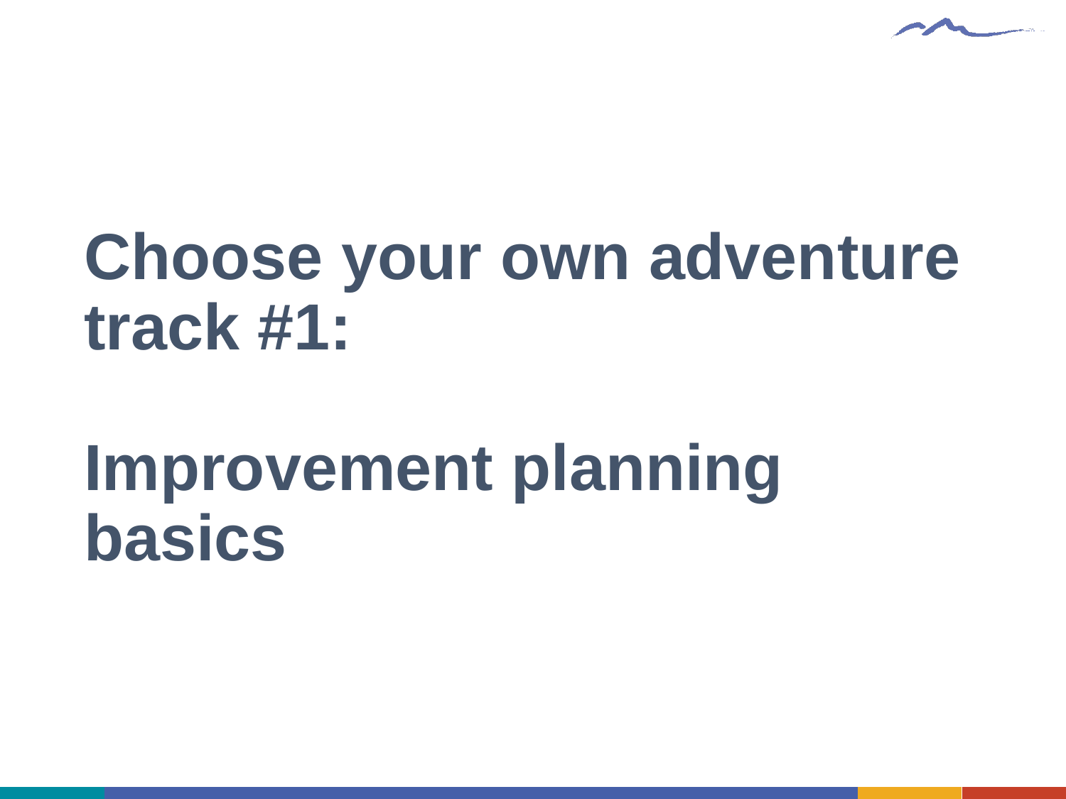# Choose your own adventure track #1:

# Improvement planning basics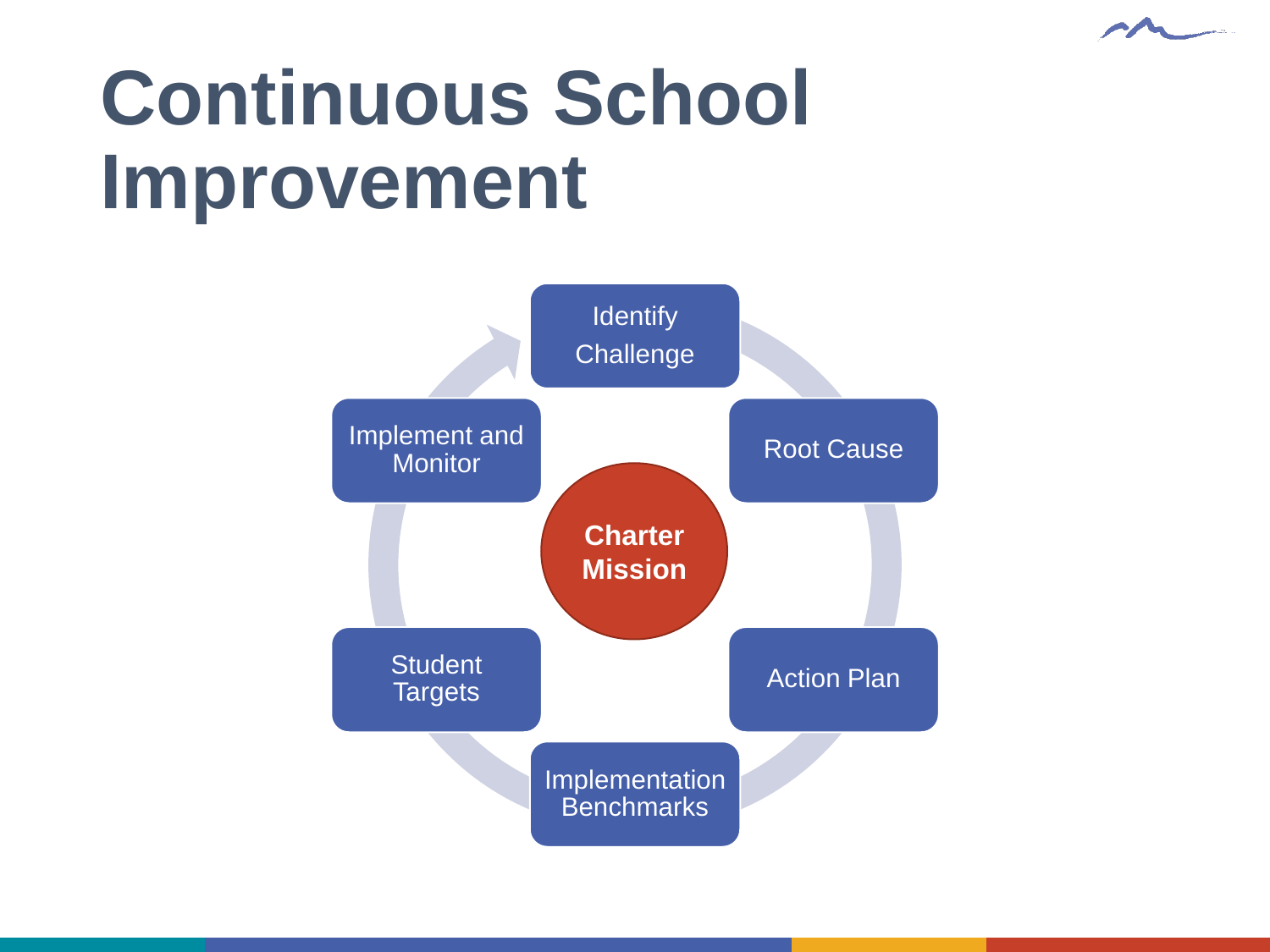# Continuous School Improvement

- Identify Challenge
- Root Cause
- Action Plan
- Implementation Benchmarks
- Student Targets
- Implement and Monitor

**Charter Mission**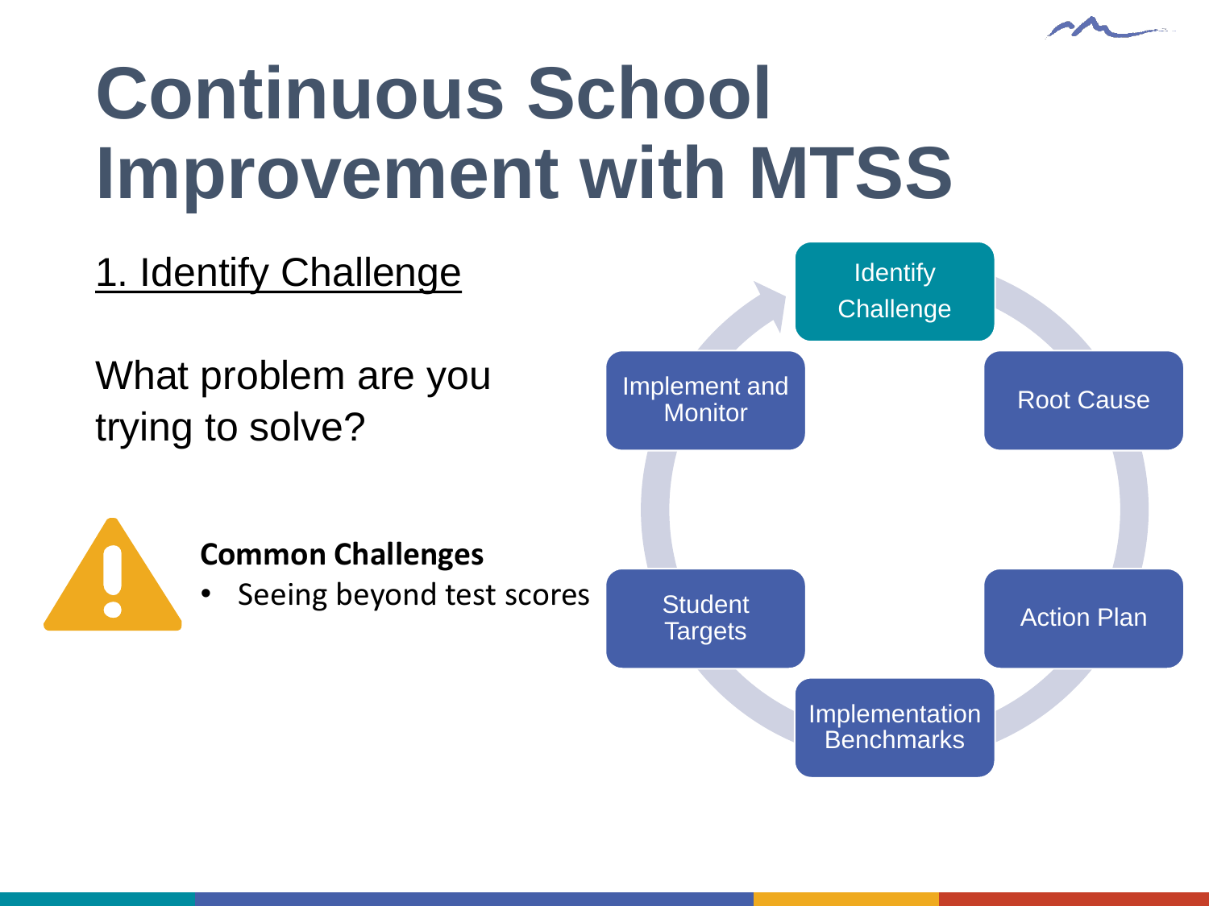# Continuous School Improvement with MTSS

1. Identify Challenge

What problem are you trying to solve?

**Common Challenges**

- Seeing beyond test scores

Identify Challenge

Root Cause

Action Plan

Implementation Benchmarks

Student Targets

Implement and Monitor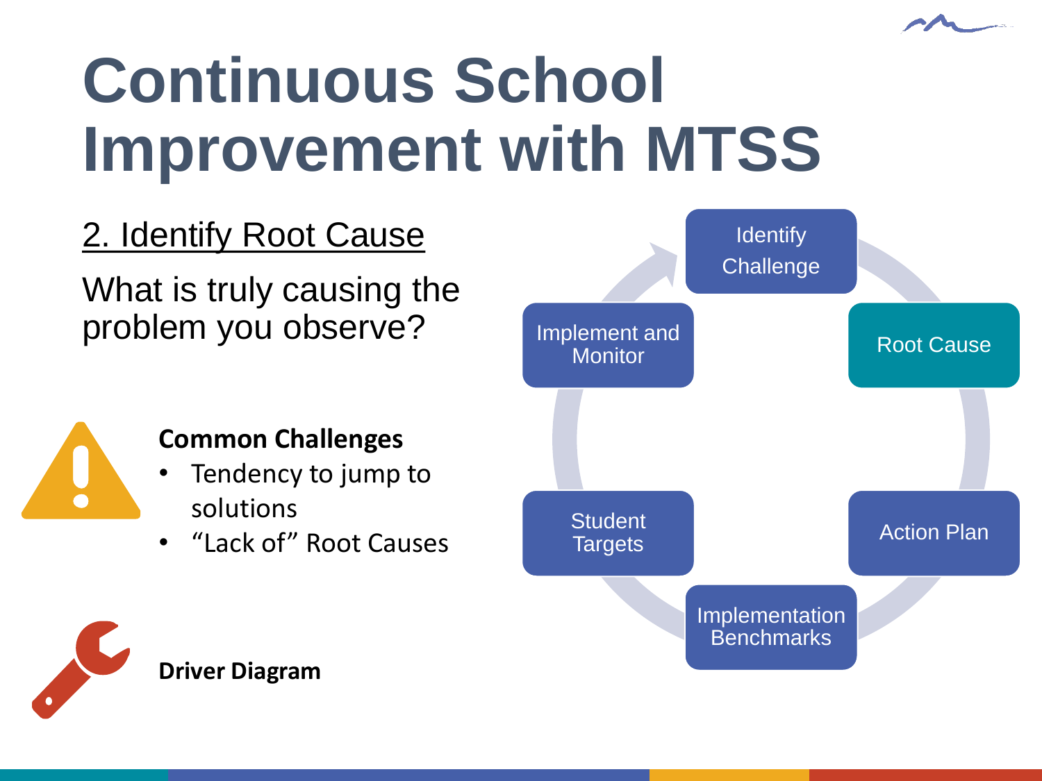# Continuous School Improvement with MTSS

## 2. Identify Root Cause

What is truly causing the problem you observe?

**Common Challenges**

- Tendency to jump to solutions
- "Lack of" Root Causes

**Driver Diagram**

- Identify Challenge
- Root Cause
- Action Plan
- Implementation Benchmarks
- Student Targets
- Implement and Monitor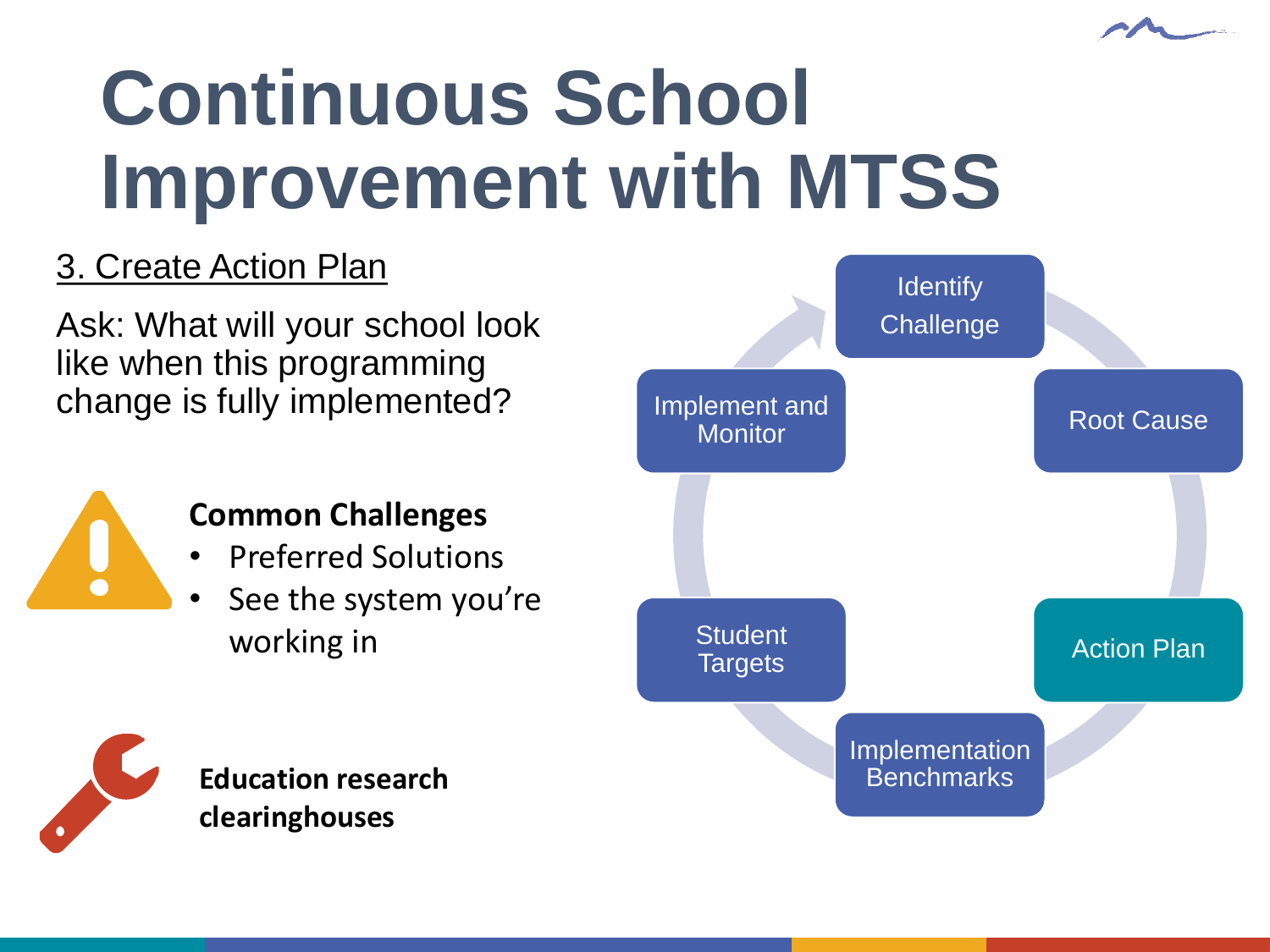# Continuous School Improvement with MTSS

3. Create Action Plan

Ask: What will your school look like when this programming change is fully implemented?

**Common Challenges**

- Preferred Solutions
- See the system you're working in

**Education research clearinghouses**

Identify Challenge

Root Cause

Action Plan

Implementation Benchmarks

Student Targets

Implement and Monitor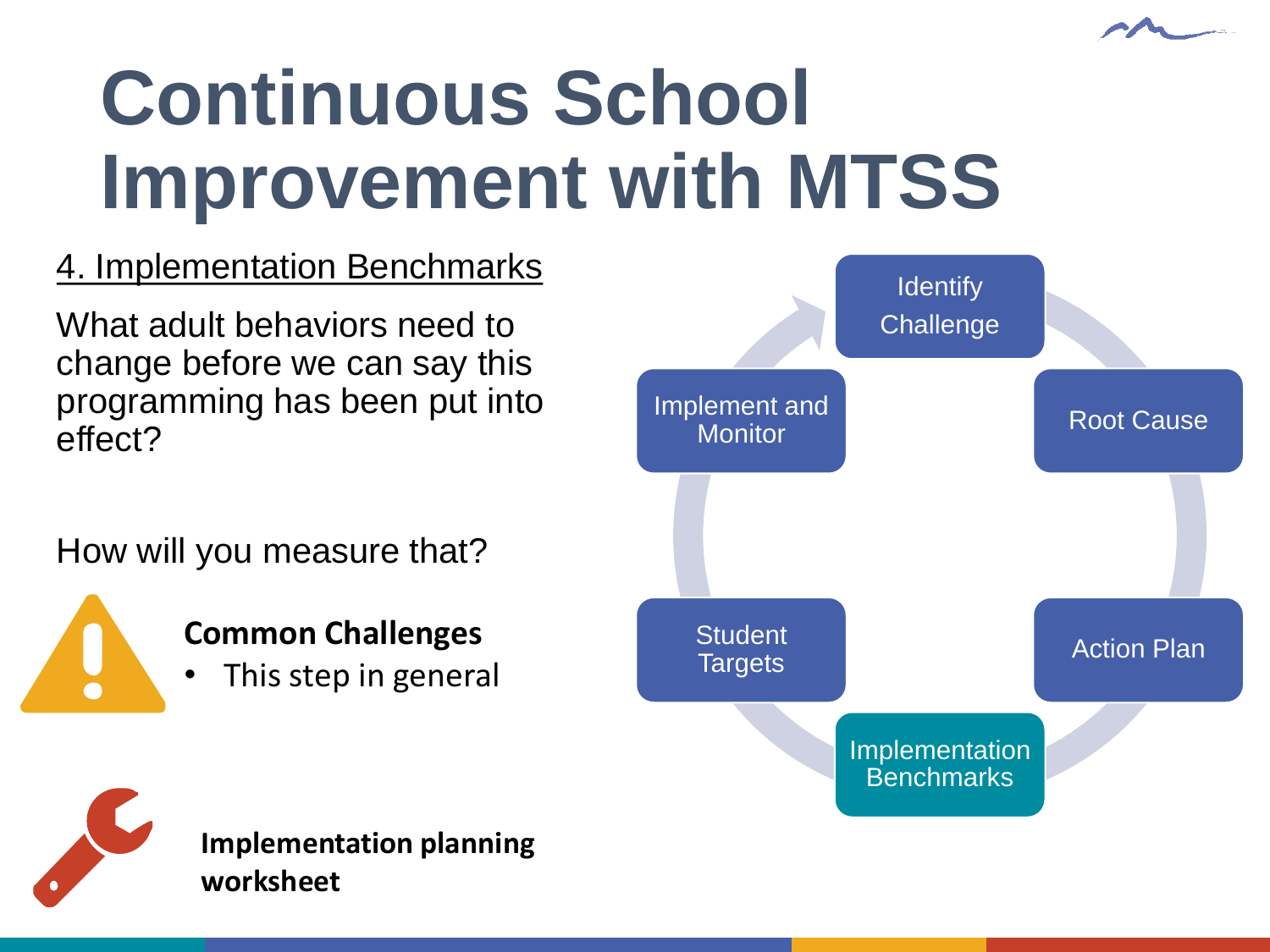# Continuous School Improvement with MTSS

4. Implementation Benchmarks

What adult behaviors need to change before we can say this programming has been put into effect?

How will you measure that?

**Common Challenges**

- This step in general

**Implementation planning worksheet**

Identify Challenge

Root Cause

Action Plan

Implementation Benchmarks

Student Targets

Implement and Monitor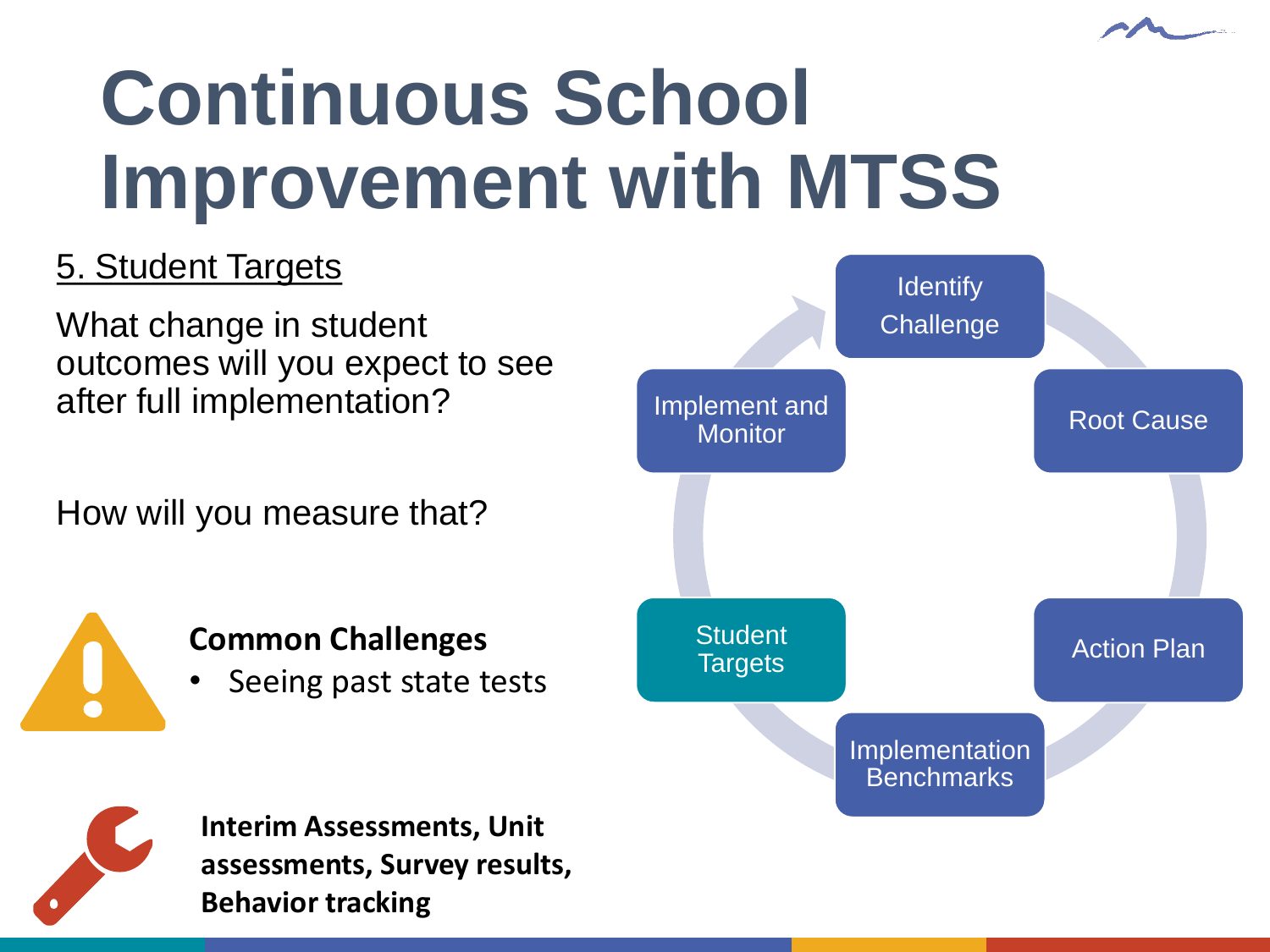# Continuous School Improvement with MTSS

5. Student Targets

What change in student outcomes will you expect to see after full implementation?

How will you measure that?

**Common Challenges**

- Seeing past state tests

**Interim Assessments, Unit assessments, Survey results, Behavior tracking**

Identify Challenge

Root Cause

Action Plan

Implementation Benchmarks

Student Targets

Implement and Monitor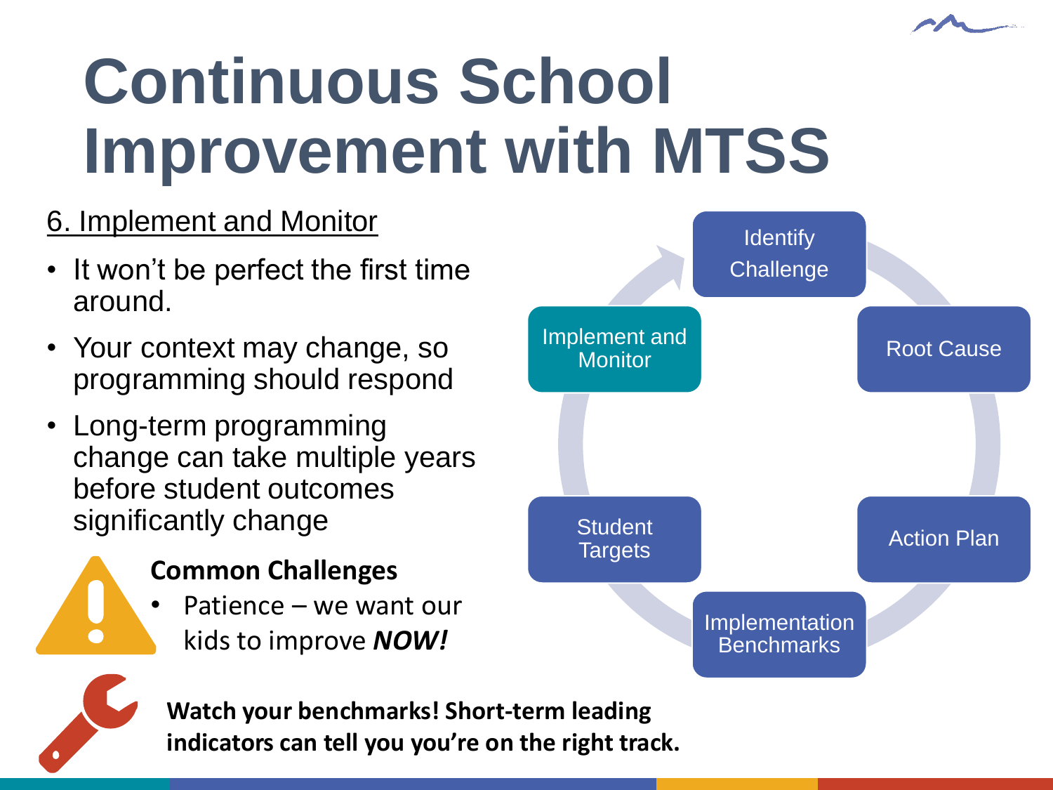# Continuous School Improvement with MTSS

6. Implement and Monitor

- It won't be perfect the first time around.
- Your context may change, so programming should respond
- Long-term programming change can take multiple years before student outcomes significantly change

**Common Challenges**

- Patience – we want our kids to improve ***NOW!***

**Watch your benchmarks! Short-term leading indicators can tell you you're on the right track.**

Identify Challenge

Root Cause

Action Plan

Implementation Benchmarks

Student Targets

Implement and Monitor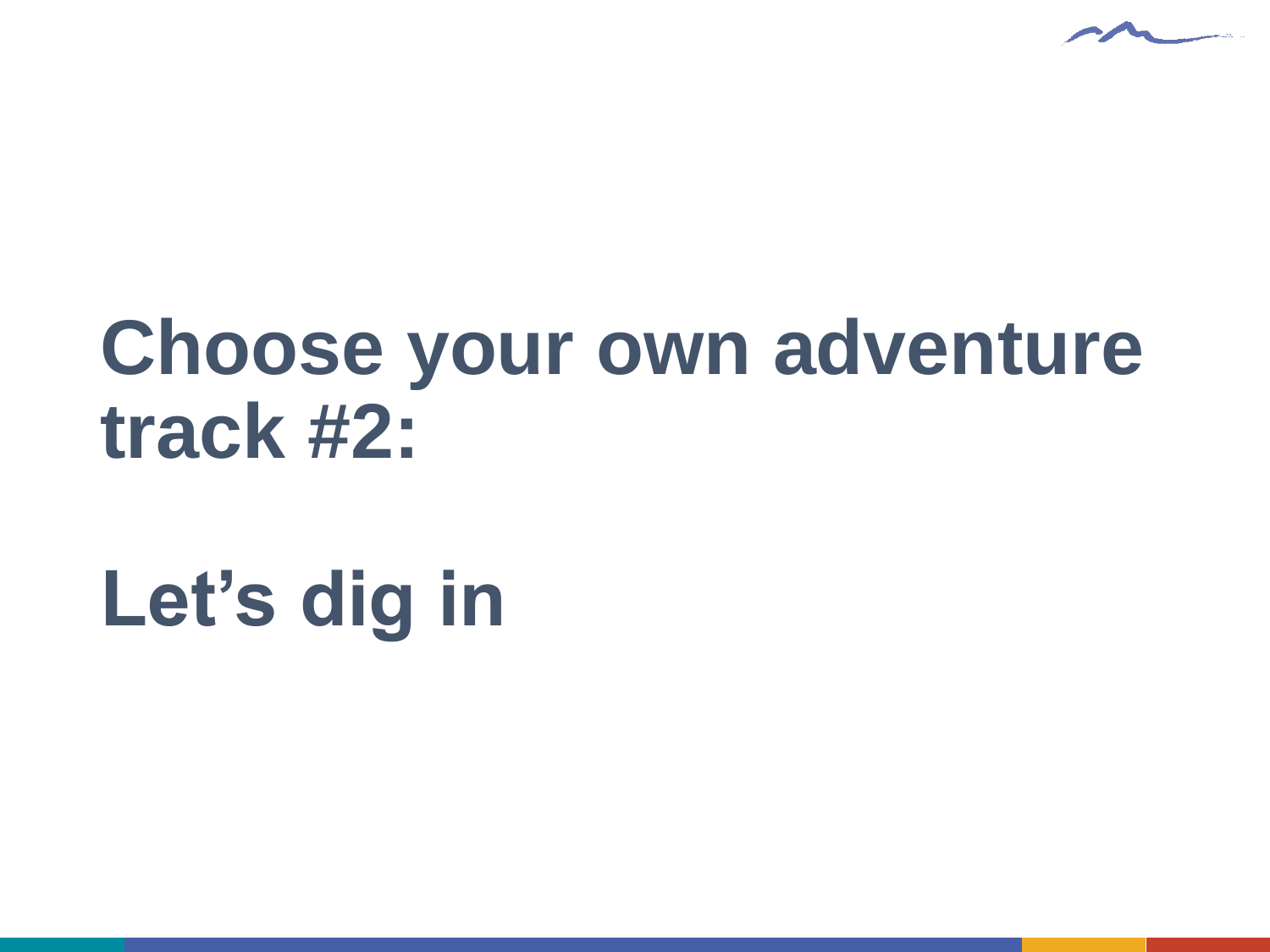# Choose your own adventure track #2:

# Let’s dig in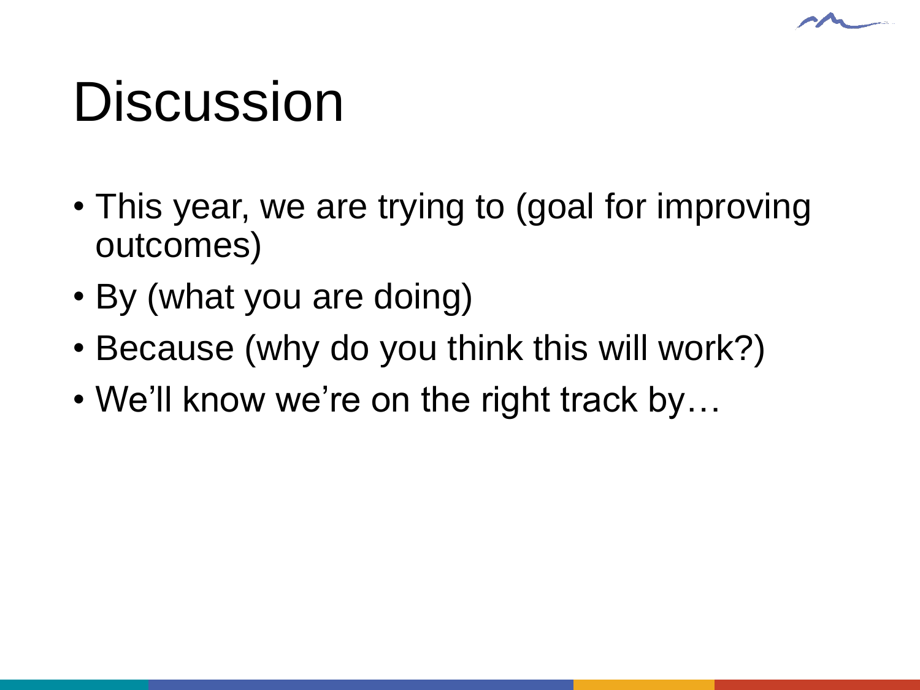# Discussion

- This year, we are trying to (goal for improving outcomes)
- By (what you are doing)
- Because (why do you think this will work?)
- We'll know we're on the right track by…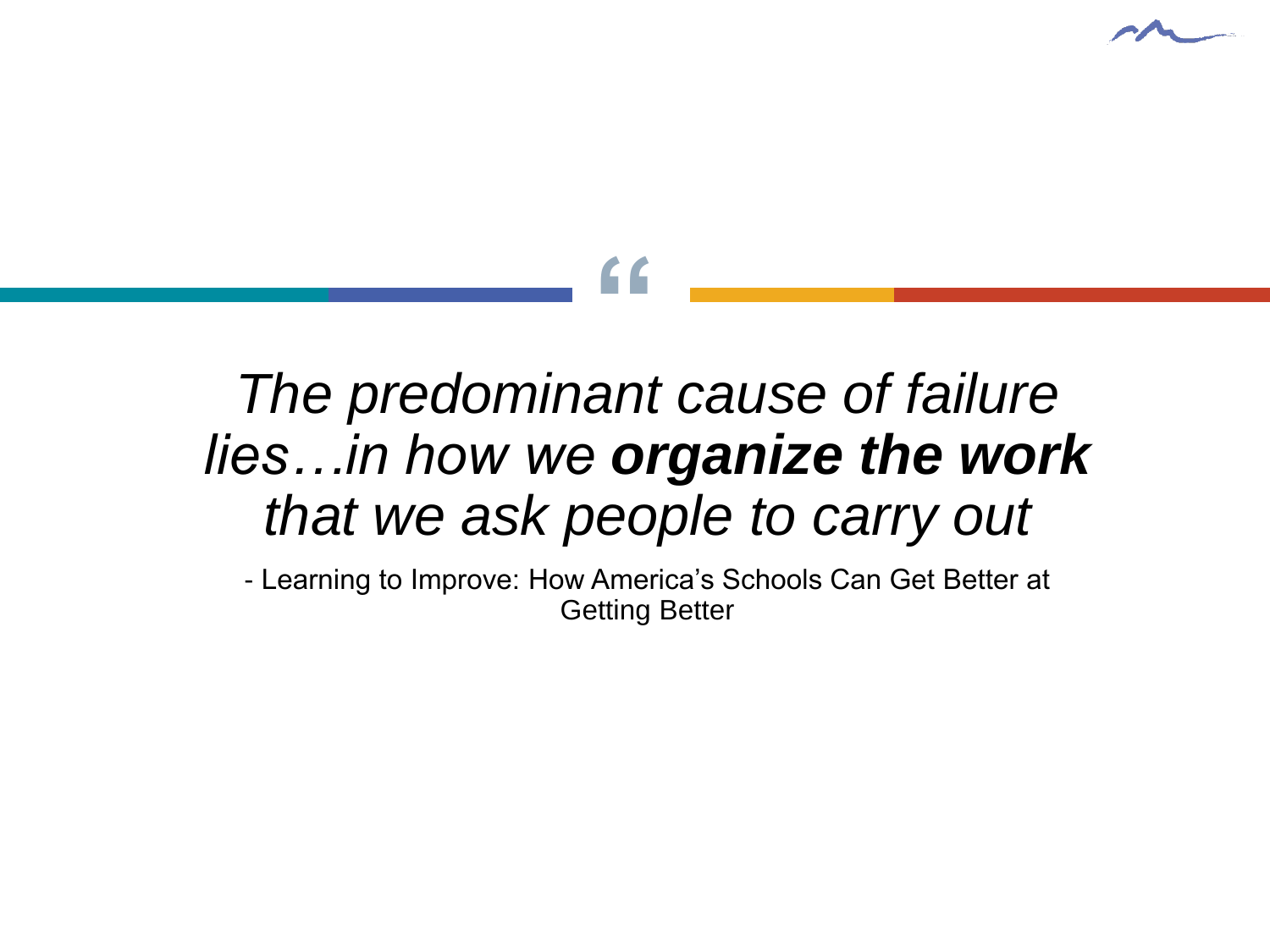"

*The predominant cause of failure lies…in how we* ***organize the work*** *that we ask people to carry out*

- Learning to Improve: How America's Schools Can Get Better at Getting Better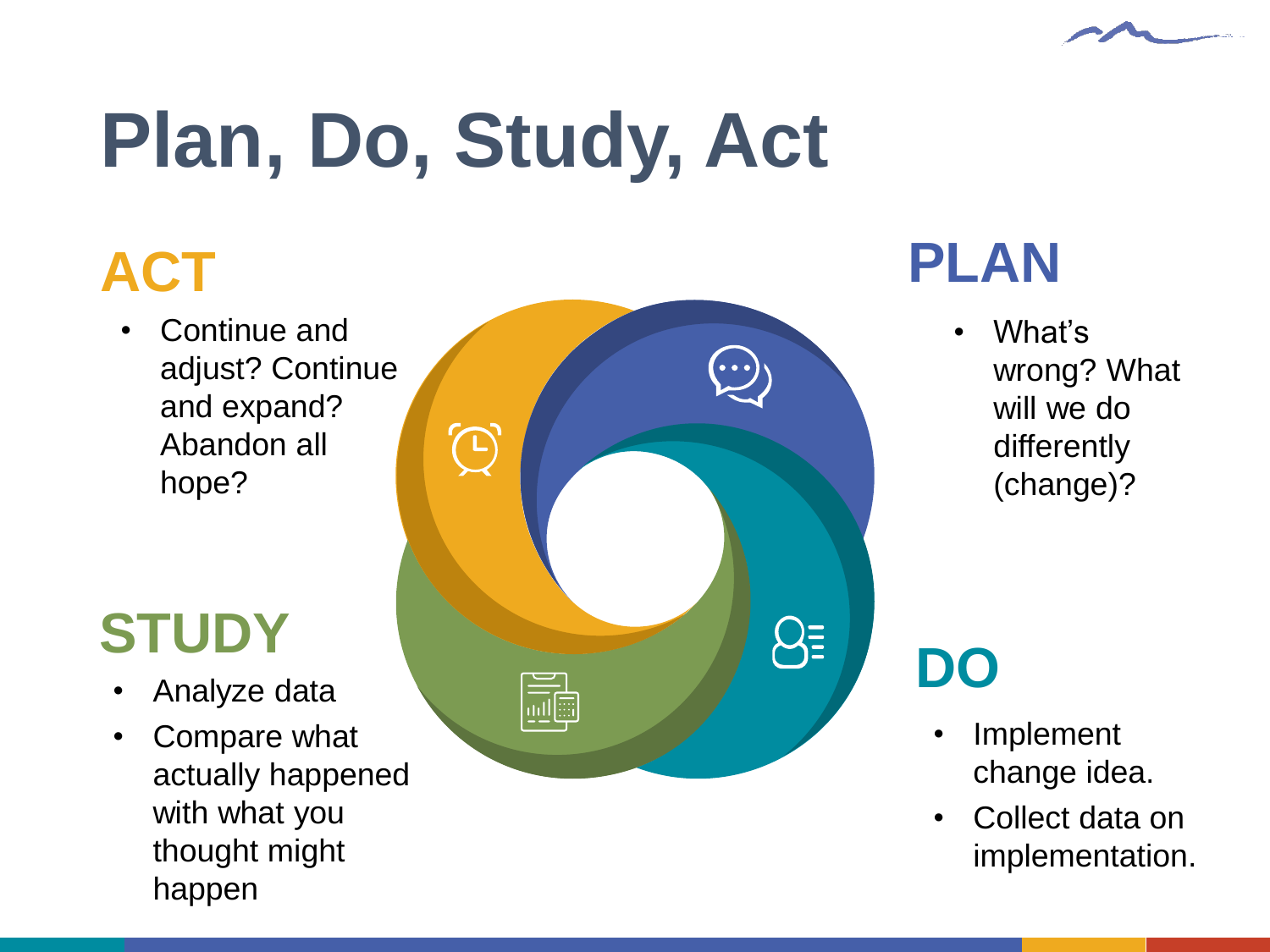# Plan, Do, Study, Act

## PLAN

- What's wrong? What will we do differently (change)?

## DO

- Implement change idea.
- Collect data on implementation.

## STUDY

- Analyze data
- Compare what actually happened with what you thought might happen

## ACT

- Continue and adjust? Continue and expand? Abandon all hope?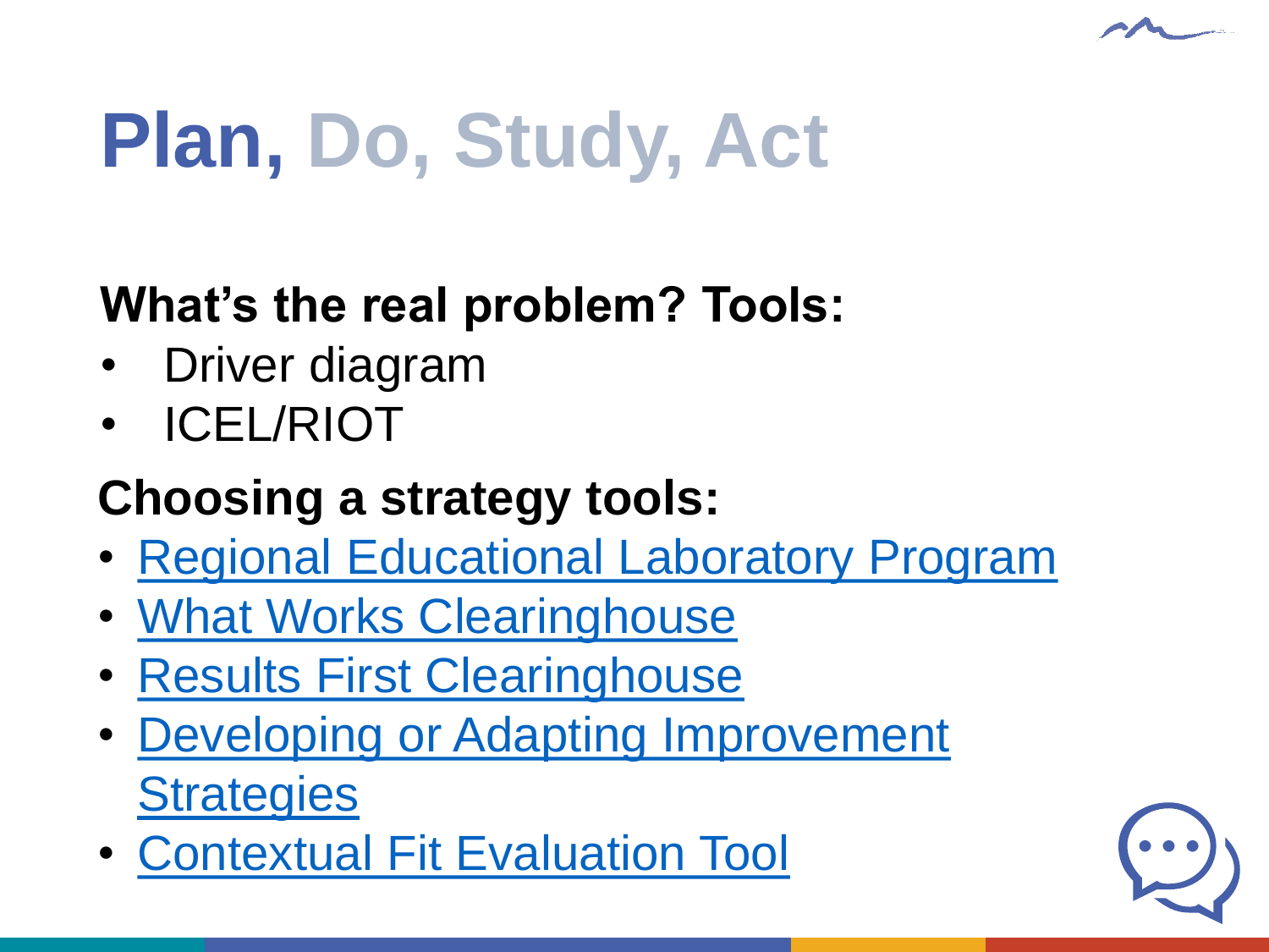# Plan, Do, Study, Act

**What's the real problem? Tools:**

- Driver diagram
- ICEL/RIOT

**Choosing a strategy tools:**

- Regional Educational Laboratory Program
- What Works Clearinghouse
- Results First Clearinghouse
- Developing or Adapting Improvement Strategies
- Contextual Fit Evaluation Tool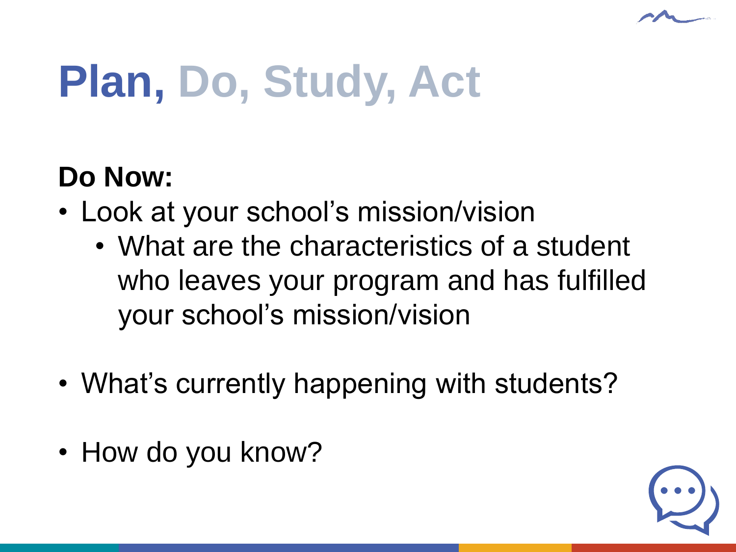# Plan, Do, Study, Act

**Do Now:**

- Look at your school's mission/vision
  - What are the characteristics of a student who leaves your program and has fulfilled your school's mission/vision
- What's currently happening with students?
- How do you know?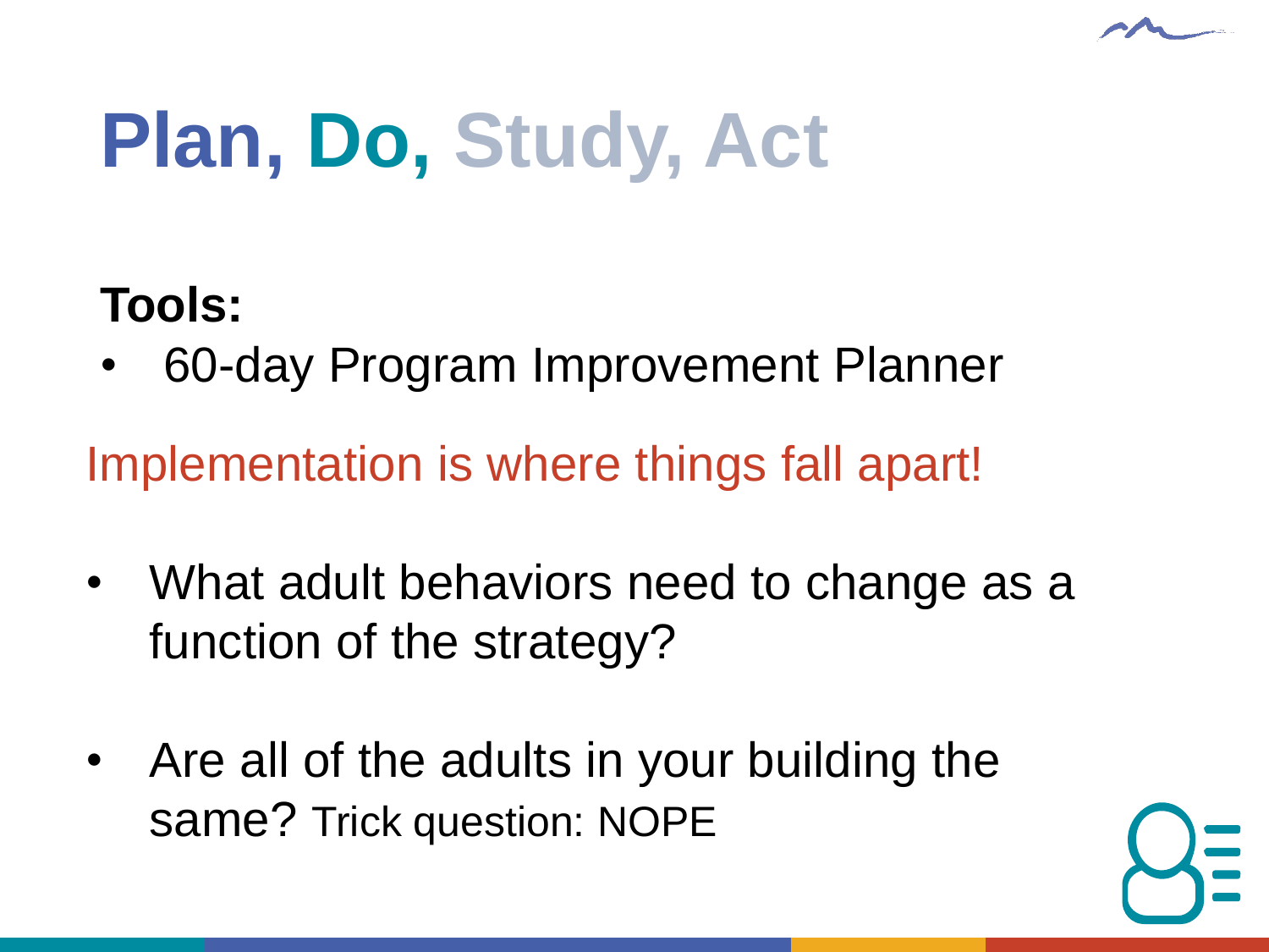# Plan, Do, Study, Act

**Tools:**

- 60-day Program Improvement Planner

Implementation is where things fall apart!

- What adult behaviors need to change as a function of the strategy?
- Are all of the adults in your building the same? Trick question: NOPE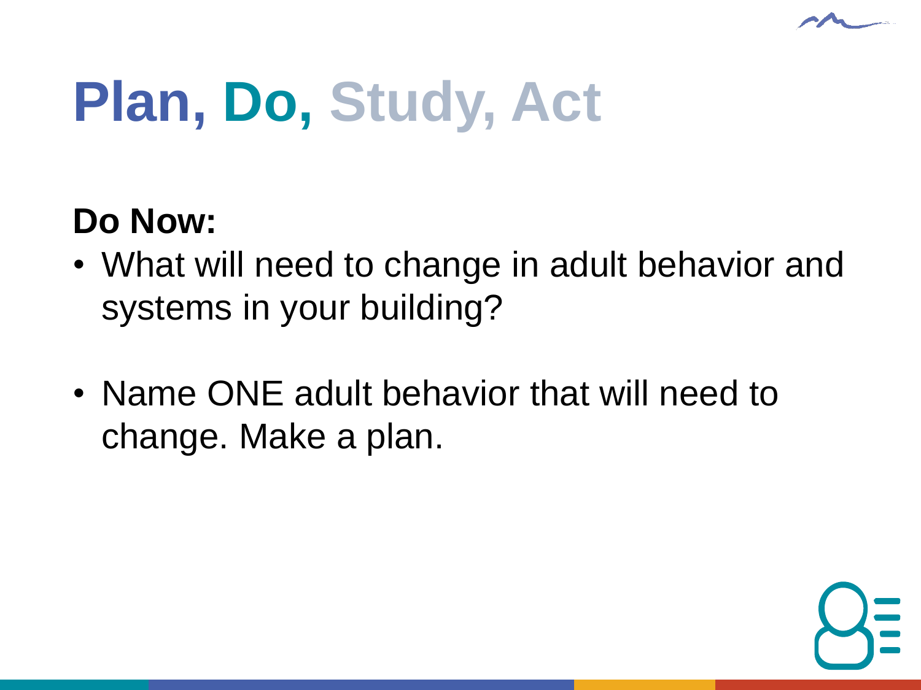# Plan, Do, Study, Act

**Do Now:**

- What will need to change in adult behavior and systems in your building?
- Name ONE adult behavior that will need to change. Make a plan.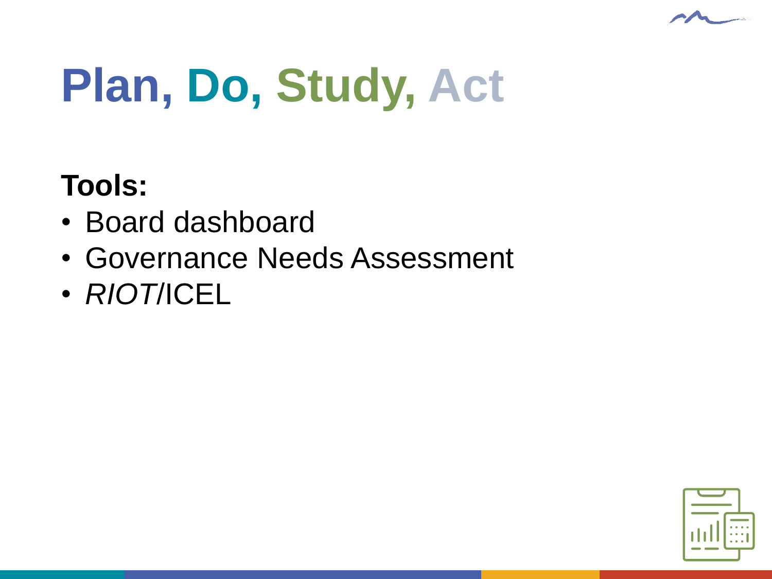# Plan, Do, Study, Act

**Tools:**

- Board dashboard
- Governance Needs Assessment
- *RIOT*/ICEL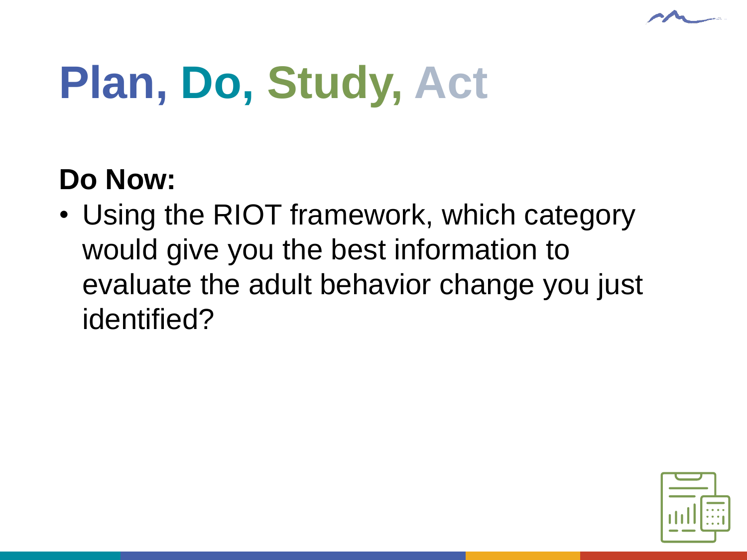# Plan, Do, Study, Act

**Do Now:**

- Using the RIOT framework, which category would give you the best information to evaluate the adult behavior change you just identified?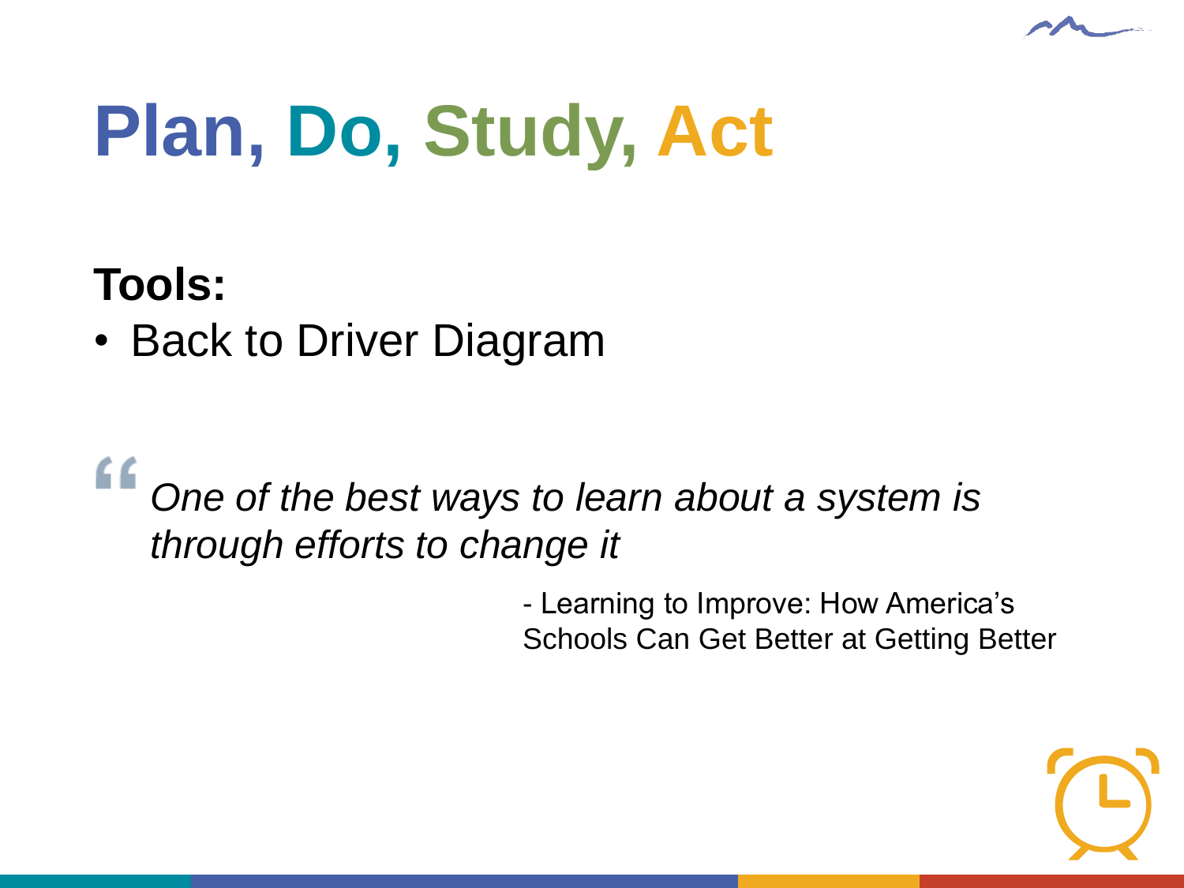# Plan, Do, Study, Act

**Tools:**

- Back to Driver Diagram

> *One of the best ways to learn about a system is through efforts to change it*
>
> \- Learning to Improve: How America's Schools Can Get Better at Getting Better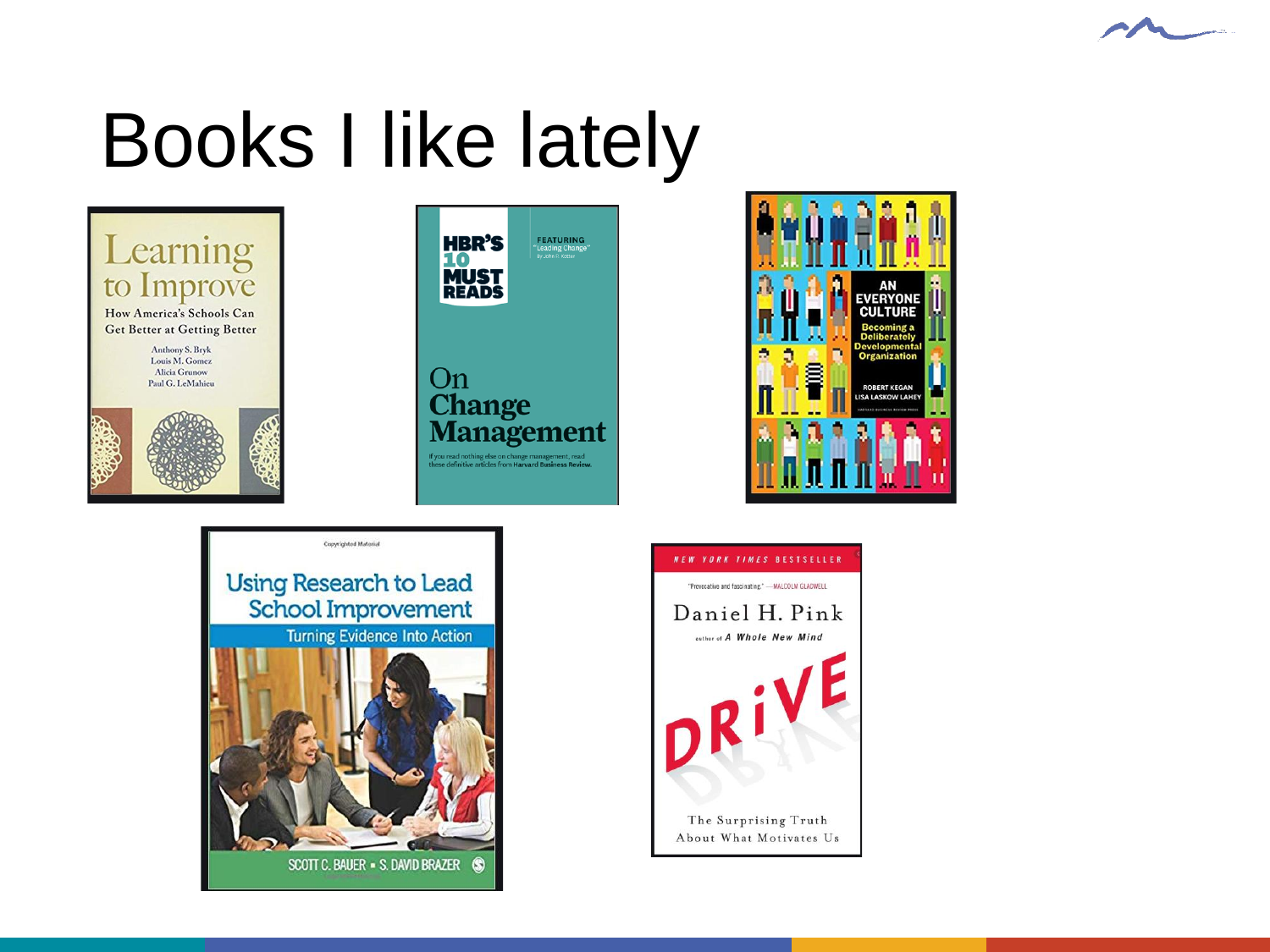# Books I like lately

Learning to Improve
How America's Schools Can Get Better at Getting Better
Anthony S. Bryk
Louis M. Gomez
Alicia Grunow
Paul G. LeMahieu

HBR'S 10 MUST READS
FEATURING "Leading Change" By John P. Kotter
On Change Management
If you read nothing else on change management, read these definitive articles from Harvard Business Review.

AN EVERYONE CULTURE
Becoming a Deliberately Developmental Organization
ROBERT KEGAN
LISA LASKOW LAHEY

Using Research to Lead School Improvement
Turning Evidence Into Action
SCOTT C. BAUER • S. DAVID BRAZER

NEW YORK TIMES BESTSELLER
"Provocative and fascinating." —MALCOLM GLADWELL
Daniel H. Pink
author of A Whole New Mind
DRIVE
The Surprising Truth About What Motivates Us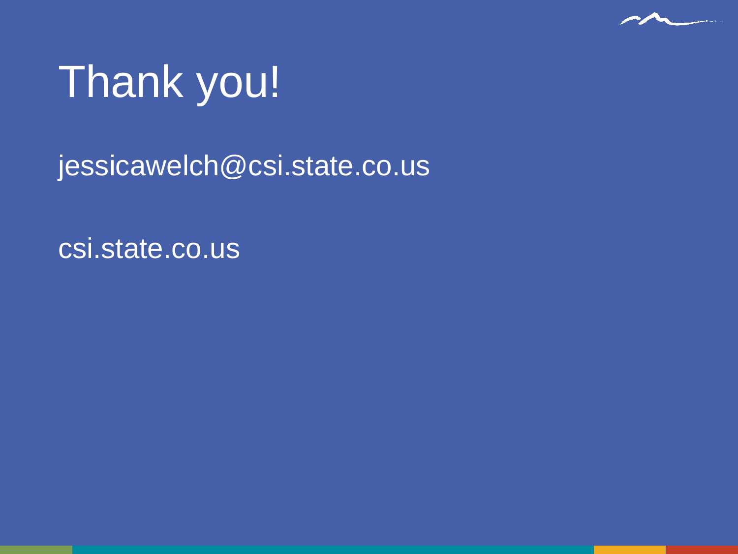# Thank you!

jessicawelch@csi.state.co.us

csi.state.co.us